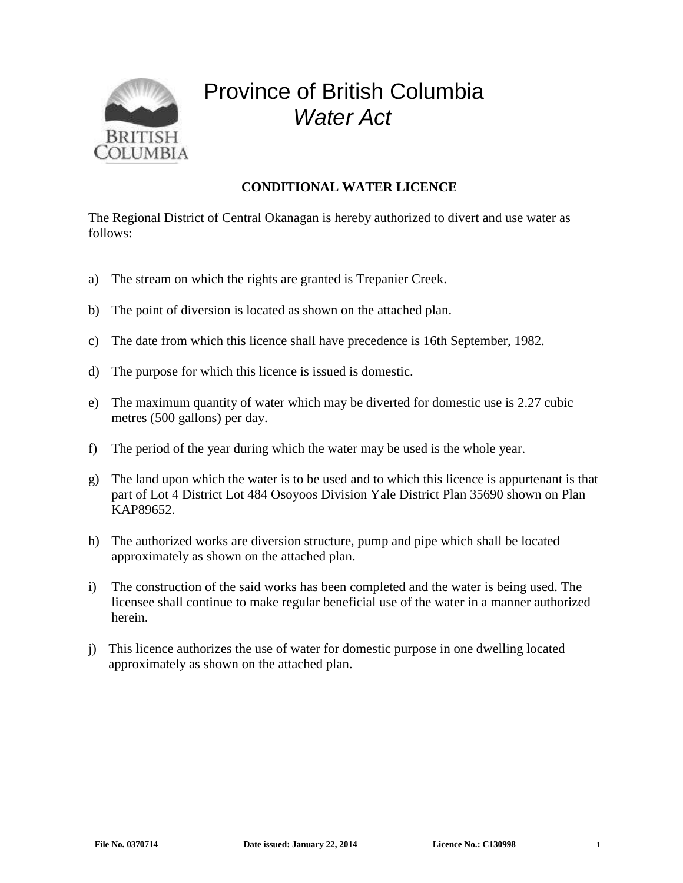# Province of British Columbia
## *Water Act*

**CONDITIONAL WATER LICENCE**

The Regional District of Central Okanagan is hereby authorized to divert and use water as follows:

a) The stream on which the rights are granted is Trepanier Creek.

b) The point of diversion is located as shown on the attached plan.

c) The date from which this licence shall have precedence is 16th September, 1982.

d) The purpose for which this licence is issued is domestic.

e) The maximum quantity of water which may be diverted for domestic use is 2.27 cubic metres (500 gallons) per day.

f) The period of the year during which the water may be used is the whole year.

g) The land upon which the water is to be used and to which this licence is appurtenant is that part of Lot 4 District Lot 484 Osoyoos Division Yale District Plan 35690 shown on Plan KAP89652.

h) The authorized works are diversion structure, pump and pipe which shall be located approximately as shown on the attached plan.

i) The construction of the said works has been completed and the water is being used. The licensee shall continue to make regular beneficial use of the water in a manner authorized herein.

j) This licence authorizes the use of water for domestic purpose in one dwelling located approximately as shown on the attached plan.

**File No. 0370714** **Date issued: January 22, 2014** **Licence No.: C130998**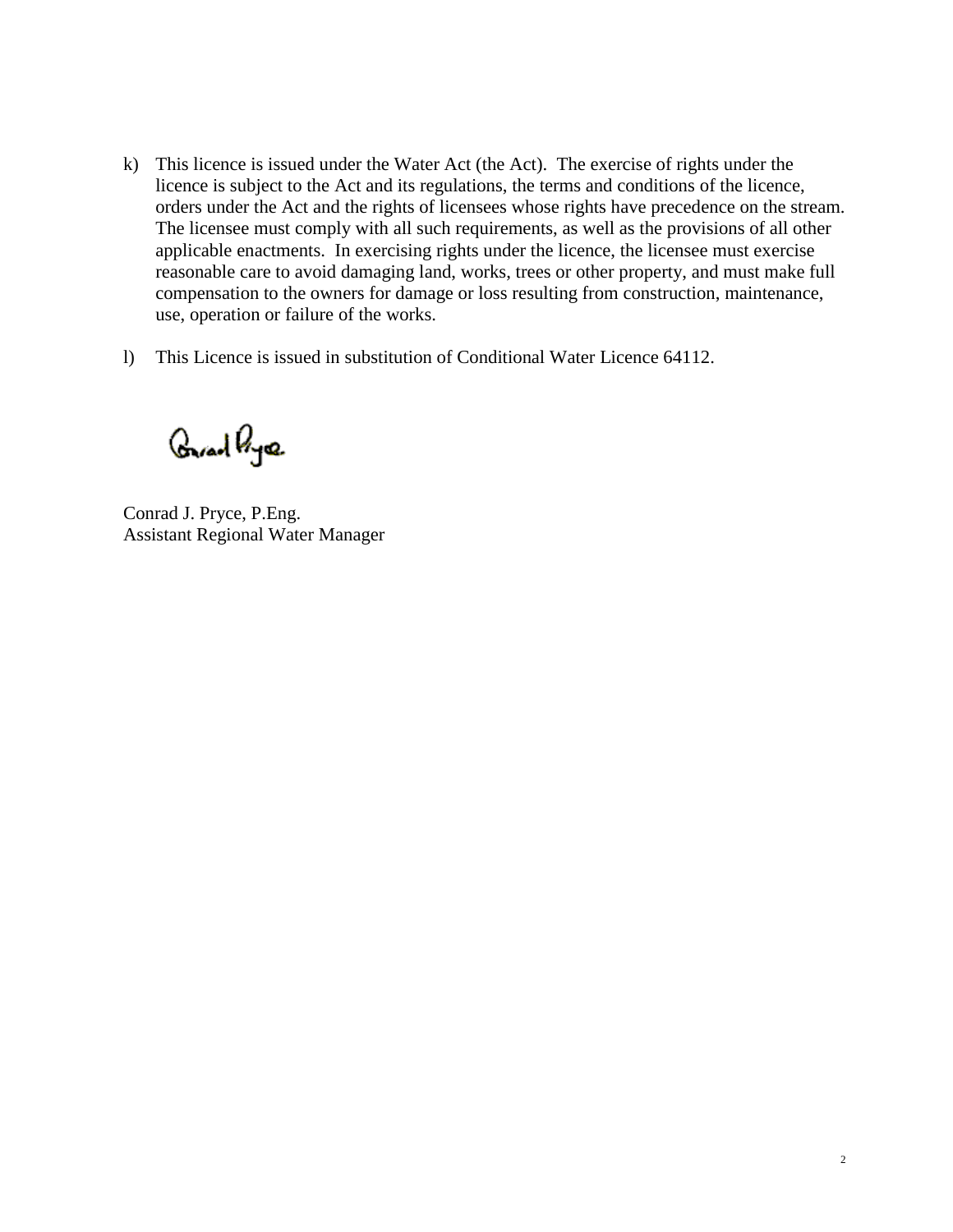k) This licence is issued under the Water Act (the Act). The exercise of rights under the licence is subject to the Act and its regulations, the terms and conditions of the licence, orders under the Act and the rights of licensees whose rights have precedence on the stream. The licensee must comply with all such requirements, as well as the provisions of all other applicable enactments. In exercising rights under the licence, the licensee must exercise reasonable care to avoid damaging land, works, trees or other property, and must make full compensation to the owners for damage or loss resulting from construction, maintenance, use, operation or failure of the works.

l) This Licence is issued in substitution of Conditional Water Licence 64112.

Conrad J. Pryce, P.Eng.
Assistant Regional Water Manager